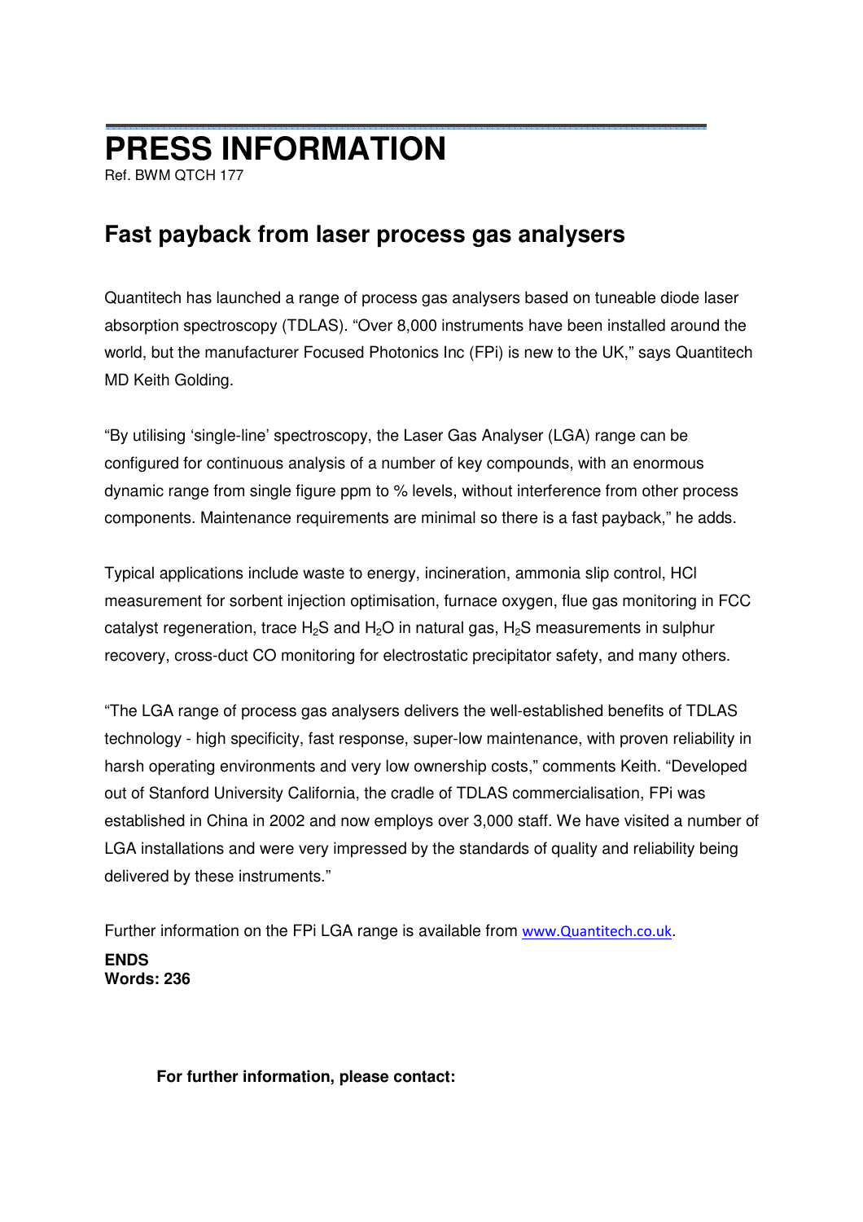# PRESS INFORMATION

Ref. BWM QTCH 177

## Fast payback from laser process gas analysers

Quantitech has launched a range of process gas analysers based on tuneable diode laser absorption spectroscopy (TDLAS). "Over 8,000 instruments have been installed around the world, but the manufacturer Focused Photonics Inc (FPi) is new to the UK," says Quantitech MD Keith Golding.

"By utilising 'single-line' spectroscopy, the Laser Gas Analyser (LGA) range can be configured for continuous analysis of a number of key compounds, with an enormous dynamic range from single figure ppm to % levels, without interference from other process components. Maintenance requirements are minimal so there is a fast payback," he adds.

Typical applications include waste to energy, incineration, ammonia slip control, HCl measurement for sorbent injection optimisation, furnace oxygen, flue gas monitoring in FCC catalyst regeneration, trace $H_2S$ and $H_2O$ in natural gas, $H_2S$ measurements in sulphur recovery, cross-duct CO monitoring for electrostatic precipitator safety, and many others.

"The LGA range of process gas analysers delivers the well-established benefits of TDLAS technology - high specificity, fast response, super-low maintenance, with proven reliability in harsh operating environments and very low ownership costs," comments Keith. "Developed out of Stanford University California, the cradle of TDLAS commercialisation, FPi was established in China in 2002 and now employs over 3,000 staff. We have visited a number of LGA installations and were very impressed by the standards of quality and reliability being delivered by these instruments."

Further information on the FPi LGA range is available from www.Quantitech.co.uk.

**ENDS**
**Words: 236**

**For further information, please contact:**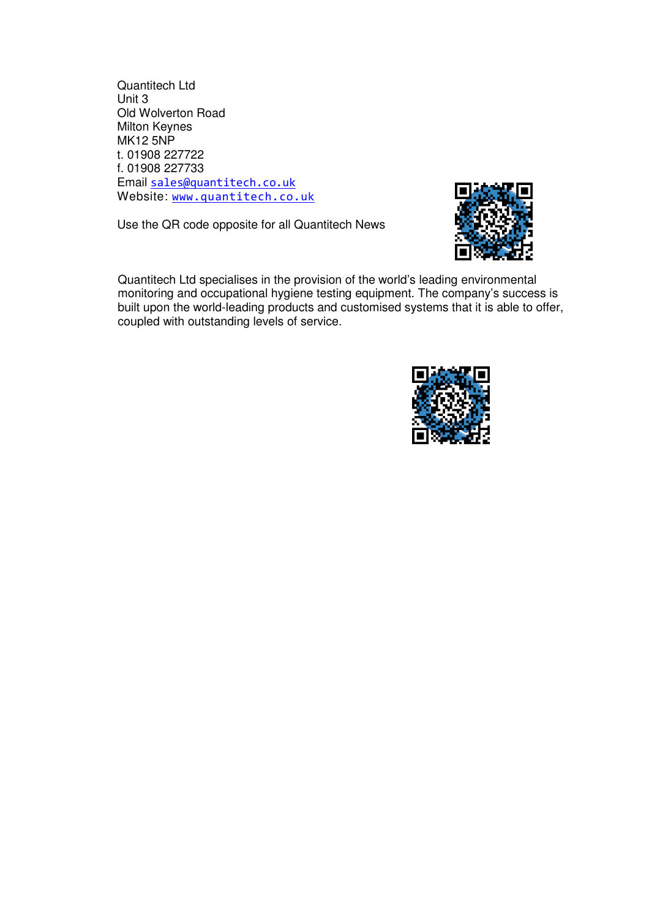Quantitech Ltd
Unit 3
Old Wolverton Road
Milton Keynes
MK12 5NP
t. 01908 227722
f. 01908 227733
Email sales@quantitech.co.uk
Website: www.quantitech.co.uk

Use the QR code opposite for all Quantitech News

Quantitech Ltd specialises in the provision of the world's leading environmental monitoring and occupational hygiene testing equipment. The company's success is built upon the world-leading products and customised systems that it is able to offer, coupled with outstanding levels of service.